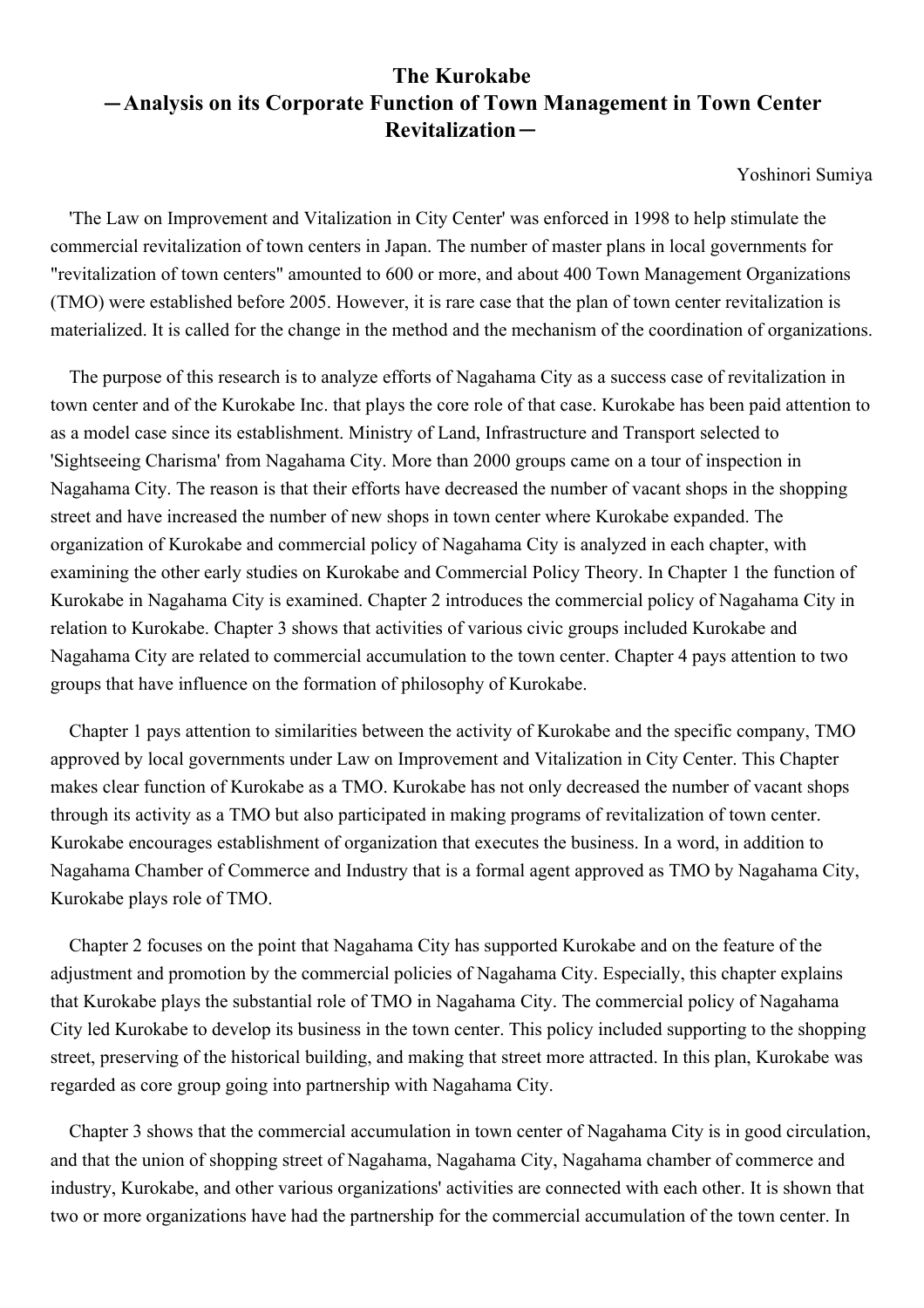# The Kurokabe
# ―Analysis on its Corporate Function of Town Management in Town Center Revitalization―

Yoshinori Sumiya

'The Law on Improvement and Vitalization in City Center' was enforced in 1998 to help stimulate the commercial revitalization of town centers in Japan. The number of master plans in local governments for "revitalization of town centers" amounted to 600 or more, and about 400 Town Management Organizations (TMO) were established before 2005. However, it is rare case that the plan of town center revitalization is materialized. It is called for the change in the method and the mechanism of the coordination of organizations.

The purpose of this research is to analyze efforts of Nagahama City as a success case of revitalization in town center and of the Kurokabe Inc. that plays the core role of that case. Kurokabe has been paid attention to as a model case since its establishment. Ministry of Land, Infrastructure and Transport selected to 'Sightseeing Charisma' from Nagahama City. More than 2000 groups came on a tour of inspection in Nagahama City. The reason is that their efforts have decreased the number of vacant shops in the shopping street and have increased the number of new shops in town center where Kurokabe expanded. The organization of Kurokabe and commercial policy of Nagahama City is analyzed in each chapter, with examining the other early studies on Kurokabe and Commercial Policy Theory. In Chapter 1 the function of Kurokabe in Nagahama City is examined. Chapter 2 introduces the commercial policy of Nagahama City in relation to Kurokabe. Chapter 3 shows that activities of various civic groups included Kurokabe and Nagahama City are related to commercial accumulation to the town center. Chapter 4 pays attention to two groups that have influence on the formation of philosophy of Kurokabe.

Chapter 1 pays attention to similarities between the activity of Kurokabe and the specific company, TMO approved by local governments under Law on Improvement and Vitalization in City Center. This Chapter makes clear function of Kurokabe as a TMO. Kurokabe has not only decreased the number of vacant shops through its activity as a TMO but also participated in making programs of revitalization of town center. Kurokabe encourages establishment of organization that executes the business. In a word, in addition to Nagahama Chamber of Commerce and Industry that is a formal agent approved as TMO by Nagahama City, Kurokabe plays role of TMO.

Chapter 2 focuses on the point that Nagahama City has supported Kurokabe and on the feature of the adjustment and promotion by the commercial policies of Nagahama City. Especially, this chapter explains that Kurokabe plays the substantial role of TMO in Nagahama City. The commercial policy of Nagahama City led Kurokabe to develop its business in the town center. This policy included supporting to the shopping street, preserving of the historical building, and making that street more attracted. In this plan, Kurokabe was regarded as core group going into partnership with Nagahama City.

Chapter 3 shows that the commercial accumulation in town center of Nagahama City is in good circulation, and that the union of shopping street of Nagahama, Nagahama City, Nagahama chamber of commerce and industry, Kurokabe, and other various organizations' activities are connected with each other. It is shown that two or more organizations have had the partnership for the commercial accumulation of the town center. In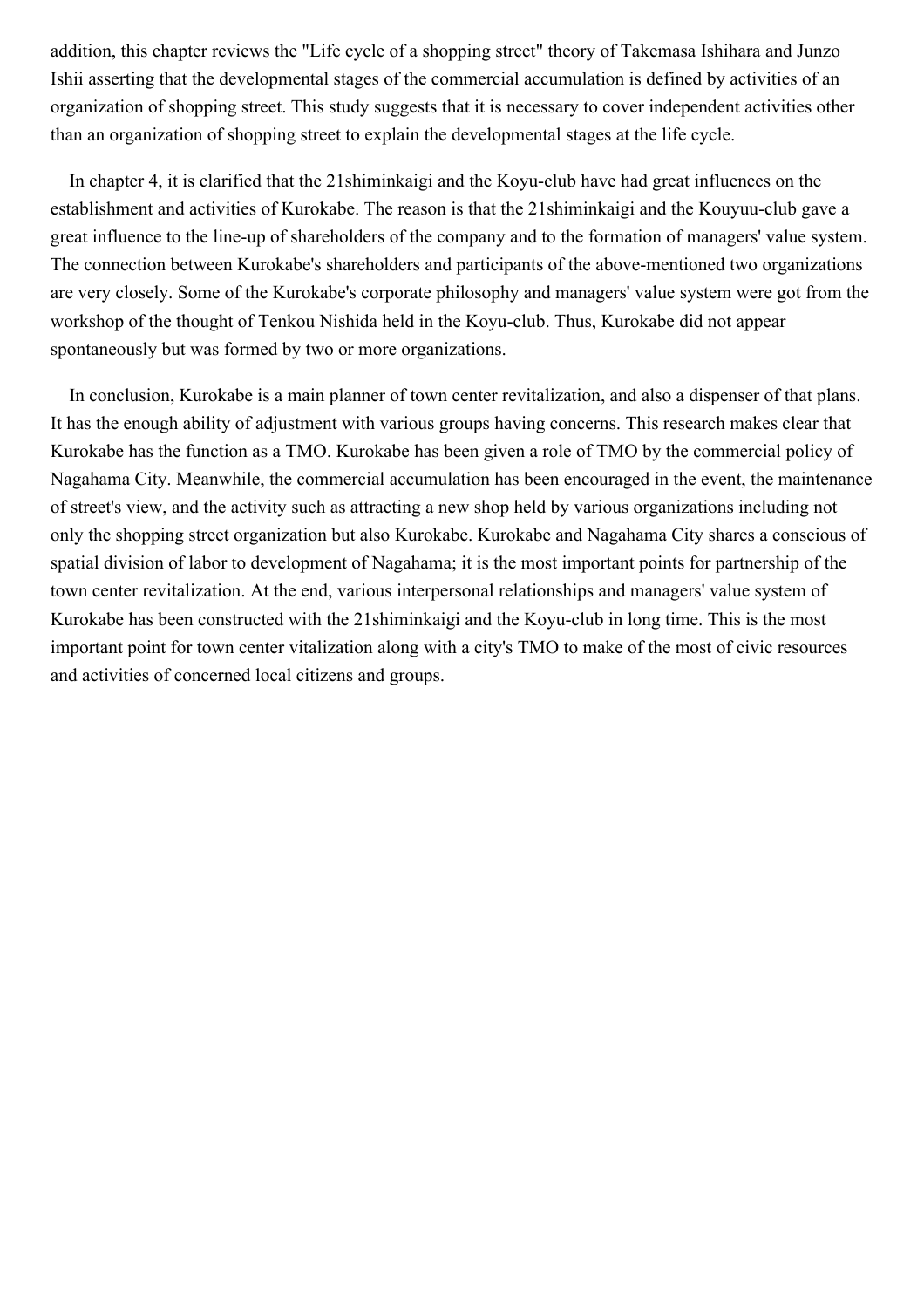addition, this chapter reviews the "Life cycle of a shopping street" theory of Takemasa Ishihara and Junzo Ishii asserting that the developmental stages of the commercial accumulation is defined by activities of an organization of shopping street. This study suggests that it is necessary to cover independent activities other than an organization of shopping street to explain the developmental stages at the life cycle.

In chapter 4, it is clarified that the 21shiminkaigi and the Koyu-club have had great influences on the establishment and activities of Kurokabe. The reason is that the 21shiminkaigi and the Kouyuu-club gave a great influence to the line-up of shareholders of the company and to the formation of managers' value system. The connection between Kurokabe's shareholders and participants of the above-mentioned two organizations are very closely. Some of the Kurokabe's corporate philosophy and managers' value system were got from the workshop of the thought of Tenkou Nishida held in the Koyu-club. Thus, Kurokabe did not appear spontaneously but was formed by two or more organizations.

In conclusion, Kurokabe is a main planner of town center revitalization, and also a dispenser of that plans. It has the enough ability of adjustment with various groups having concerns. This research makes clear that Kurokabe has the function as a TMO. Kurokabe has been given a role of TMO by the commercial policy of Nagahama City. Meanwhile, the commercial accumulation has been encouraged in the event, the maintenance of street's view, and the activity such as attracting a new shop held by various organizations including not only the shopping street organization but also Kurokabe. Kurokabe and Nagahama City shares a conscious of spatial division of labor to development of Nagahama; it is the most important points for partnership of the town center revitalization. At the end, various interpersonal relationships and managers' value system of Kurokabe has been constructed with the 21shiminkaigi and the Koyu-club in long time. This is the most important point for town center vitalization along with a city's TMO to make of the most of civic resources and activities of concerned local citizens and groups.